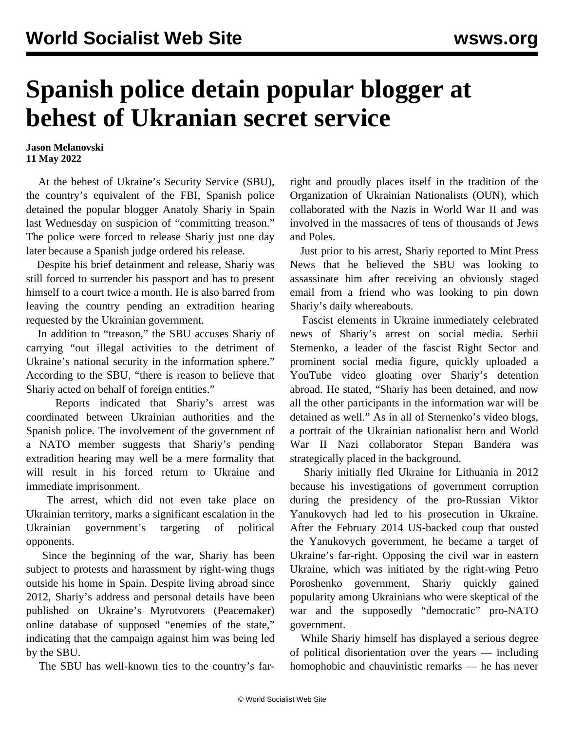# Spanish police detain popular blogger at behest of Ukranian secret service

**Jason Melanovski**
**11 May 2022**

At the behest of Ukraine's Security Service (SBU), the country's equivalent of the FBI, Spanish police detained the popular blogger Anatoly Shariy in Spain last Wednesday on suspicion of "committing treason." The police were forced to release Shariy just one day later because a Spanish judge ordered his release.

Despite his brief detainment and release, Shariy was still forced to surrender his passport and has to present himself to a court twice a month. He is also barred from leaving the country pending an extradition hearing requested by the Ukrainian government.

In addition to "treason," the SBU accuses Shariy of carrying "out illegal activities to the detriment of Ukraine's national security in the information sphere." According to the SBU, "there is reason to believe that Shariy acted on behalf of foreign entities."

Reports indicated that Shariy's arrest was coordinated between Ukrainian authorities and the Spanish police. The involvement of the government of a NATO member suggests that Shariy's pending extradition hearing may well be a mere formality that will result in his forced return to Ukraine and immediate imprisonment.

The arrest, which did not even take place on Ukrainian territory, marks a significant escalation in the Ukrainian government's targeting of political opponents.

Since the beginning of the war, Shariy has been subject to protests and harassment by right-wing thugs outside his home in Spain. Despite living abroad since 2012, Shariy's address and personal details have been published on Ukraine's Myrotvorets (Peacemaker) online database of supposed "enemies of the state," indicating that the campaign against him was being led by the SBU.

The SBU has well-known ties to the country's far-right and proudly places itself in the tradition of the Organization of Ukrainian Nationalists (OUN), which collaborated with the Nazis in World War II and was involved in the massacres of tens of thousands of Jews and Poles.

Just prior to his arrest, Shariy reported to Mint Press News that he believed the SBU was looking to assassinate him after receiving an obviously staged email from a friend who was looking to pin down Shariy's daily whereabouts.

Fascist elements in Ukraine immediately celebrated news of Shariy's arrest on social media. Serhii Sternenko, a leader of the fascist Right Sector and prominent social media figure, quickly uploaded a YouTube video gloating over Shariy's detention abroad. He stated, "Shariy has been detained, and now all the other participants in the information war will be detained as well." As in all of Sternenko's video blogs, a portrait of the Ukrainian nationalist hero and World War II Nazi collaborator Stepan Bandera was strategically placed in the background.

Shariy initially fled Ukraine for Lithuania in 2012 because his investigations of government corruption during the presidency of the pro-Russian Viktor Yanukovych had led to his prosecution in Ukraine. After the February 2014 US-backed coup that ousted the Yanukovych government, he became a target of Ukraine's far-right. Opposing the civil war in eastern Ukraine, which was initiated by the right-wing Petro Poroshenko government, Shariy quickly gained popularity among Ukrainians who were skeptical of the war and the supposedly "democratic" pro-NATO government.

While Shariy himself has displayed a serious degree of political disorientation over the years — including homophobic and chauvinistic remarks — he has never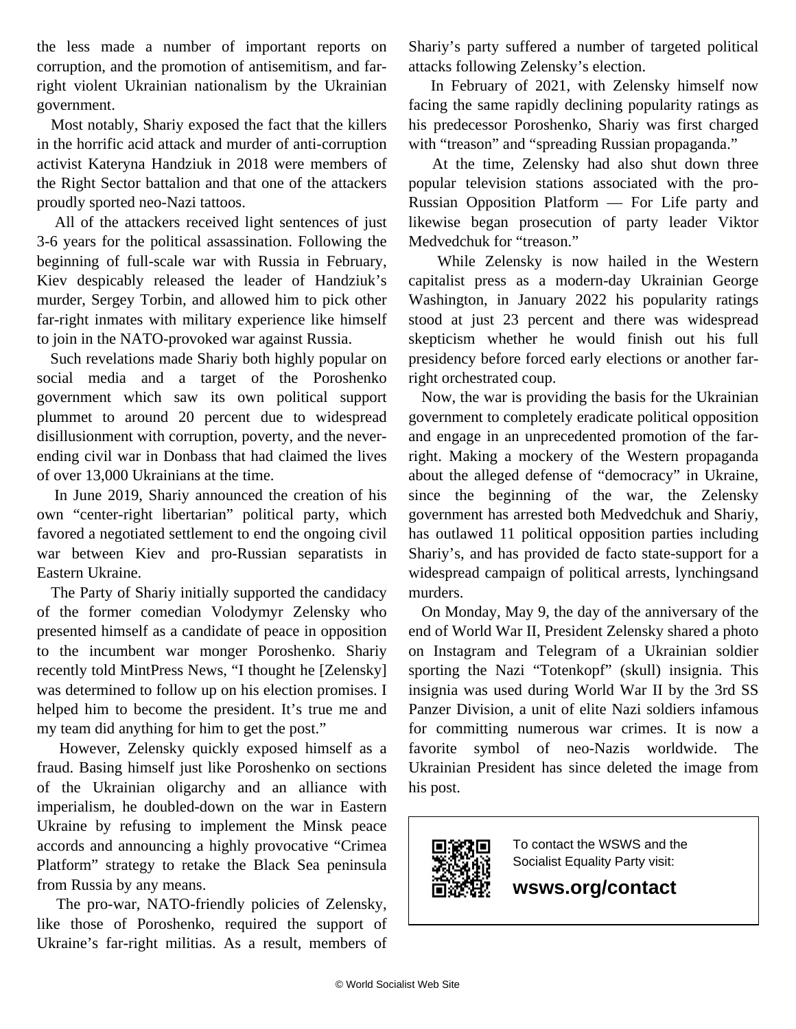the less made a number of important reports on corruption, and the promotion of antisemitism, and far-right violent Ukrainian nationalism by the Ukrainian government.

Most notably, Shariy exposed the fact that the killers in the horrific acid attack and murder of anti-corruption activist Kateryna Handziuk in 2018 were members of the Right Sector battalion and that one of the attackers proudly sported neo-Nazi tattoos.

All of the attackers received light sentences of just 3-6 years for the political assassination. Following the beginning of full-scale war with Russia in February, Kiev despicably released the leader of Handziuk's murder, Sergey Torbin, and allowed him to pick other far-right inmates with military experience like himself to join in the NATO-provoked war against Russia.

Such revelations made Shariy both highly popular on social media and a target of the Poroshenko government which saw its own political support plummet to around 20 percent due to widespread disillusionment with corruption, poverty, and the never-ending civil war in Donbass that had claimed the lives of over 13,000 Ukrainians at the time.

In June 2019, Shariy announced the creation of his own "center-right libertarian" political party, which favored a negotiated settlement to end the ongoing civil war between Kiev and pro-Russian separatists in Eastern Ukraine.

The Party of Shariy initially supported the candidacy of the former comedian Volodymyr Zelensky who presented himself as a candidate of peace in opposition to the incumbent war monger Poroshenko. Shariy recently told MintPress News, "I thought he [Zelensky] was determined to follow up on his election promises. I helped him to become the president. It's true me and my team did anything for him to get the post."

However, Zelensky quickly exposed himself as a fraud. Basing himself just like Poroshenko on sections of the Ukrainian oligarchy and an alliance with imperialism, he doubled-down on the war in Eastern Ukraine by refusing to implement the Minsk peace accords and announcing a highly provocative "Crimea Platform" strategy to retake the Black Sea peninsula from Russia by any means.

The pro-war, NATO-friendly policies of Zelensky, like those of Poroshenko, required the support of Ukraine's far-right militias. As a result, members of Shariy's party suffered a number of targeted political attacks following Zelensky's election.

In February of 2021, with Zelensky himself now facing the same rapidly declining popularity ratings as his predecessor Poroshenko, Shariy was first charged with "treason" and "spreading Russian propaganda."

At the time, Zelensky had also shut down three popular television stations associated with the pro-Russian Opposition Platform — For Life party and likewise began prosecution of party leader Viktor Medvedchuk for "treason."

While Zelensky is now hailed in the Western capitalist press as a modern-day Ukrainian George Washington, in January 2022 his popularity ratings stood at just 23 percent and there was widespread skepticism whether he would finish out his full presidency before forced early elections or another far-right orchestrated coup.

Now, the war is providing the basis for the Ukrainian government to completely eradicate political opposition and engage in an unprecedented promotion of the far-right. Making a mockery of the Western propaganda about the alleged defense of "democracy" in Ukraine, since the beginning of the war, the Zelensky government has arrested both Medvedchuk and Shariy, has outlawed 11 political opposition parties including Shariy's, and has provided de facto state-support for a widespread campaign of political arrests, lynchingsand murders.

On Monday, May 9, the day of the anniversary of the end of World War II, President Zelensky shared a photo on Instagram and Telegram of a Ukrainian soldier sporting the Nazi "Totenkopf" (skull) insignia. This insignia was used during World War II by the 3rd SS Panzer Division, a unit of elite Nazi soldiers infamous for committing numerous war crimes. It is now a favorite symbol of neo-Nazis worldwide. The Ukrainian President has since deleted the image from his post.

To contact the WSWS and the Socialist Equality Party visit:

**wsws.org/contact**